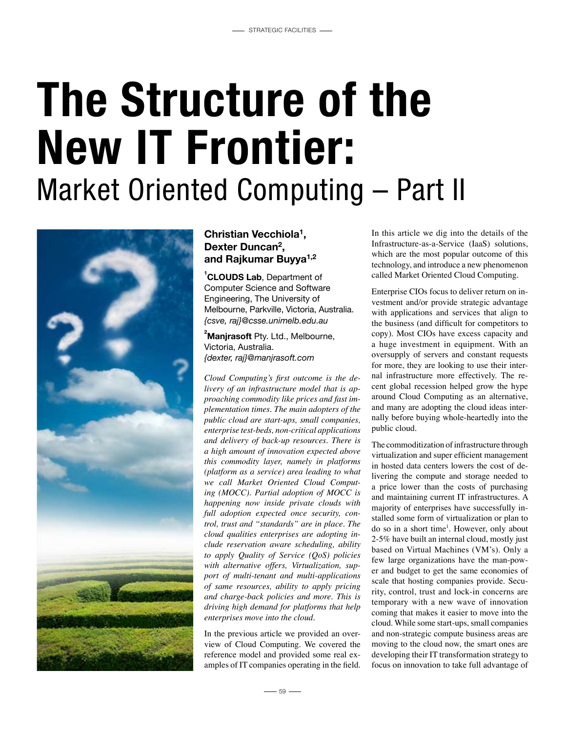# The Structure of the New IT Frontier:

## Market Oriented Computing – Part II

**Christian Vecchiola[1], Dexter Duncan[2], and Rajkumar Buyya[1,2]**

[1]**CLOUDS Lab**, Department of Computer Science and Software Engineering, The University of Melbourne, Parkville, Victoria, Australia.
*{csve, raj}@csse.unimelb.edu.au*

[2]**Manjrasoft** Pty. Ltd., Melbourne, Victoria, Australia.
*{dexter, raj}@manjrasoft.com*

*Cloud Computing's first outcome is the delivery of an infrastructure model that is approaching commodity like prices and fast implementation times. The main adopters of the public cloud are start-ups, small companies, enterprise test-beds, non-critical applications and delivery of back-up resources. There is a high amount of innovation expected above this commodity layer, namely in platforms (platform as a service) area leading to what we call Market Oriented Cloud Computing (MOCC). Partial adoption of MOCC is happening now inside private clouds with full adoption expected once security, control, trust and "standards" are in place. The cloud qualities enterprises are adopting include reservation aware scheduling, ability to apply Quality of Service (QoS) policies with alternative offers, Virtualization, support of multi-tenant and multi-applications of same resources, ability to apply pricing and charge-back policies and more. This is driving high demand for platforms that help enterprises move into the cloud.*

In the previous article we provided an overview of Cloud Computing. We covered the reference model and provided some real examples of IT companies operating in the field. In this article we dig into the details of the Infrastructure-as-a-Service (IaaS) solutions, which are the most popular outcome of this technology, and introduce a new phenomenon called Market Oriented Cloud Computing.

Enterprise CIOs focus to deliver return on investment and/or provide strategic advantage with applications and services that align to the business (and difficult for competitors to copy). Most CIOs have excess capacity and a huge investment in equipment. With an oversupply of servers and constant requests for more, they are looking to use their internal infrastructure more effectively. The recent global recession helped grow the hype around Cloud Computing as an alternative, and many are adopting the cloud ideas internally before buying whole-heartedly into the public cloud.

The commoditization of infrastructure through virtualization and super efficient management in hosted data centers lowers the cost of delivering the compute and storage needed to a price lower than the costs of purchasing and maintaining current IT infrastructures. A majority of enterprises have successfully installed some form of virtualization or plan to do so in a short time[1]. However, only about 2-5% have built an internal cloud, mostly just based on Virtual Machines (VM's). Only a few large organizations have the man-power and budget to get the same economies of scale that hosting companies provide. Security, control, trust and lock-in concerns are temporary with a new wave of innovation coming that makes it easier to move into the cloud. While some start-ups, small companies and non-strategic compute business areas are moving to the cloud now, the smart ones are developing their IT transformation strategy to focus on innovation to take full advantage of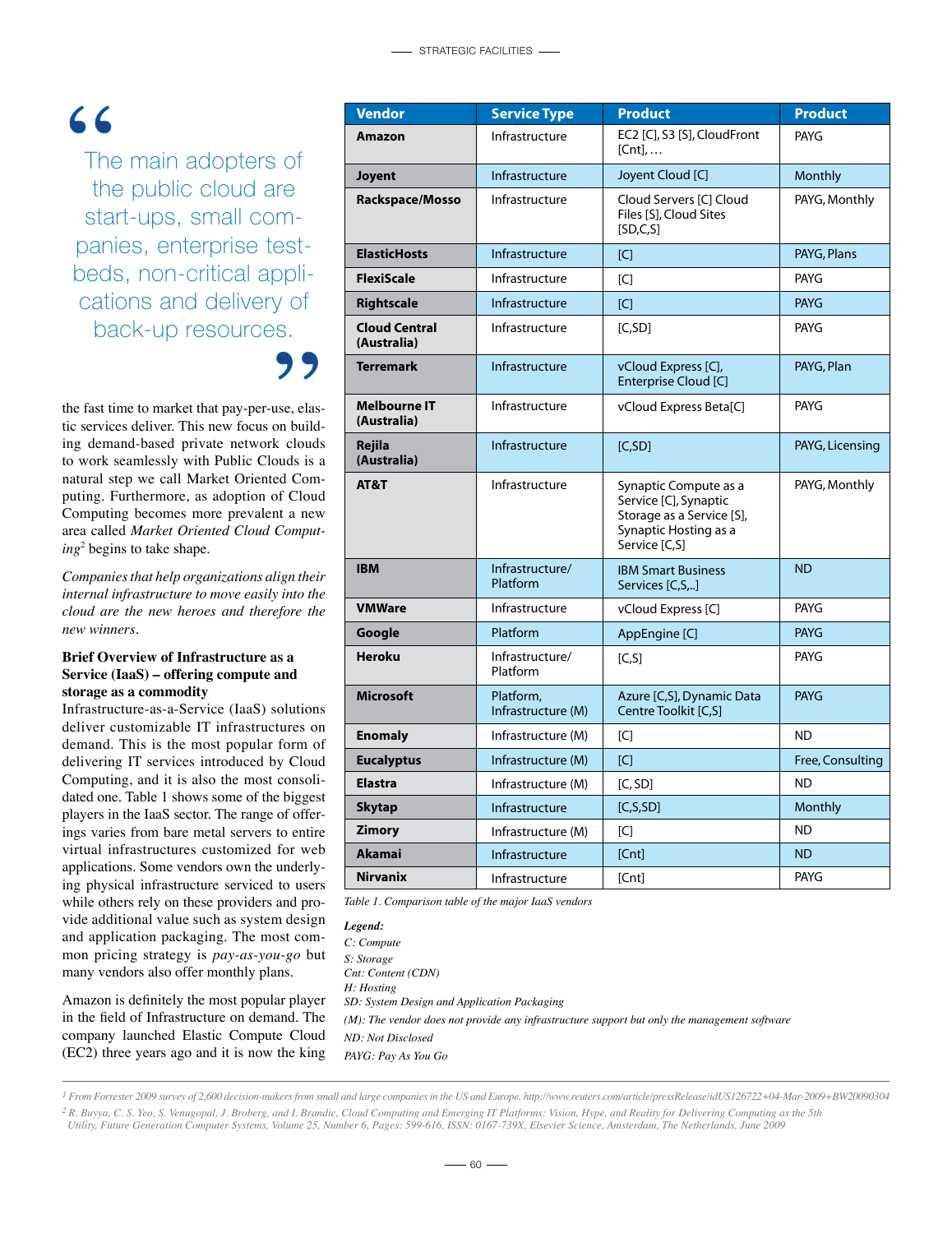> The main adopters of the public cloud are start-ups, small companies, enterprise test-beds, non-critical applications and delivery of back-up resources.

the fast time to market that pay-per-use, elastic services deliver. This new focus on building demand-based private network clouds to work seamlessly with Public Clouds is a natural step we call Market Oriented Computing. Furthermore, as adoption of Cloud Computing becomes more prevalent a new area called *Market Oriented Cloud Computing*[2] begins to take shape.

*Companies that help organizations align their internal infrastructure to move easily into the cloud are the new heroes and therefore the new winners.*

**Brief Overview of Infrastructure as a Service (IaaS) – offering compute and storage as a commodity**

Infrastructure-as-a-Service (IaaS) solutions deliver customizable IT infrastructures on demand. This is the most popular form of delivering IT services introduced by Cloud Computing, and it is also the most consolidated one. Table 1 shows some of the biggest players in the IaaS sector. The range of offerings varies from bare metal servers to entire virtual infrastructures customized for web applications. Some vendors own the underlying physical infrastructure serviced to users while others rely on these providers and provide additional value such as system design and application packaging. The most common pricing strategy is *pay-as-you-go* but many vendors also offer monthly plans.

Amazon is definitely the most popular player in the field of Infrastructure on demand. The company launched Elastic Compute Cloud (EC2) three years ago and it is now the king

| Vendor | Service Type | Product | Product |
|---|---|---|---|
| **Amazon** | Infrastructure | EC2 [C], S3 [S], CloudFront [Cnt], … | PAYG |
| **Joyent** | Infrastructure | Joyent Cloud [C] | Monthly |
| **Rackspace/Mosso** | Infrastructure | Cloud Servers [C] Cloud Files [S], Cloud Sites [SD,C,S] | PAYG, Monthly |
| **ElasticHosts** | Infrastructure | [C] | PAYG, Plans |
| **FlexiScale** | Infrastructure | [C] | PAYG |
| **Rightscale** | Infrastructure | [C] | PAYG |
| **Cloud Central (Australia)** | Infrastructure | [C,SD] | PAYG |
| **Terremark** | Infrastructure | vCloud Express [C], Enterprise Cloud [C] | PAYG, Plan |
| **Melbourne IT (Australia)** | Infrastructure | vCloud Express Beta[C] | PAYG |
| **Rejila (Australia)** | Infrastructure | [C,SD] | PAYG, Licensing |
| **AT&T** | Infrastructure | Synaptic Compute as a Service [C], Synaptic Storage as a Service [S], Synaptic Hosting as a Service [C,S] | PAYG, Monthly |
| **IBM** | Infrastructure/ Platform | IBM Smart Business Services [C,S,..] | ND |
| **VMWare** | Infrastructure | vCloud Express [C] | PAYG |
| **Google** | Platform | AppEngine [C] | PAYG |
| **Heroku** | Infrastructure/ Platform | [C,S] | PAYG |
| **Microsoft** | Platform, Infrastructure (M) | Azure [C,S], Dynamic Data Centre Toolkit [C,S] | PAYG |
| **Enomaly** | Infrastructure (M) | [C] | ND |
| **Eucalyptus** | Infrastructure (M) | [C] | Free, Consulting |
| **Elastra** | Infrastructure (M) | [C, SD] | ND |
| **Skytap** | Infrastructure | [C,S,SD] | Monthly |
| **Zimory** | Infrastructure (M) | [C] | ND |
| **Akamai** | Infrastructure | [Cnt] | ND |
| **Nirvanix** | Infrastructure | [Cnt] | PAYG |

*Table 1. Comparison table of the major IaaS vendors*

***Legend:***
*C: Compute*
*S: Storage*
*Cnt: Content (CDN)*
*H: Hosting*
*SD: System Design and Application Packaging*
*(M): The vendor does not provide any infrastructure support but only the management software*
*ND: Not Disclosed*
*PAYG: Pay As You Go*

[1] *From Forrester 2009 survey of 2,600 decision-makers from small and large companies in the US and Europe. http://www.reuters.com/article/pressRelease/idUS126722+04-Mar-2009+BW20090304*

[2] *R. Buyya, C. S. Yeo, S. Venugopal, J. Broberg, and I. Brandic, Cloud Computing and Emerging IT Platforms: Vision, Hype, and Reality for Delivering Computing as the 5th Utility, Future Generation Computer Systems, Volume 25, Number 6, Pages: 599-616, ISSN: 0167-739X, Elsevier Science, Amsterdam, The Netherlands, June 2009*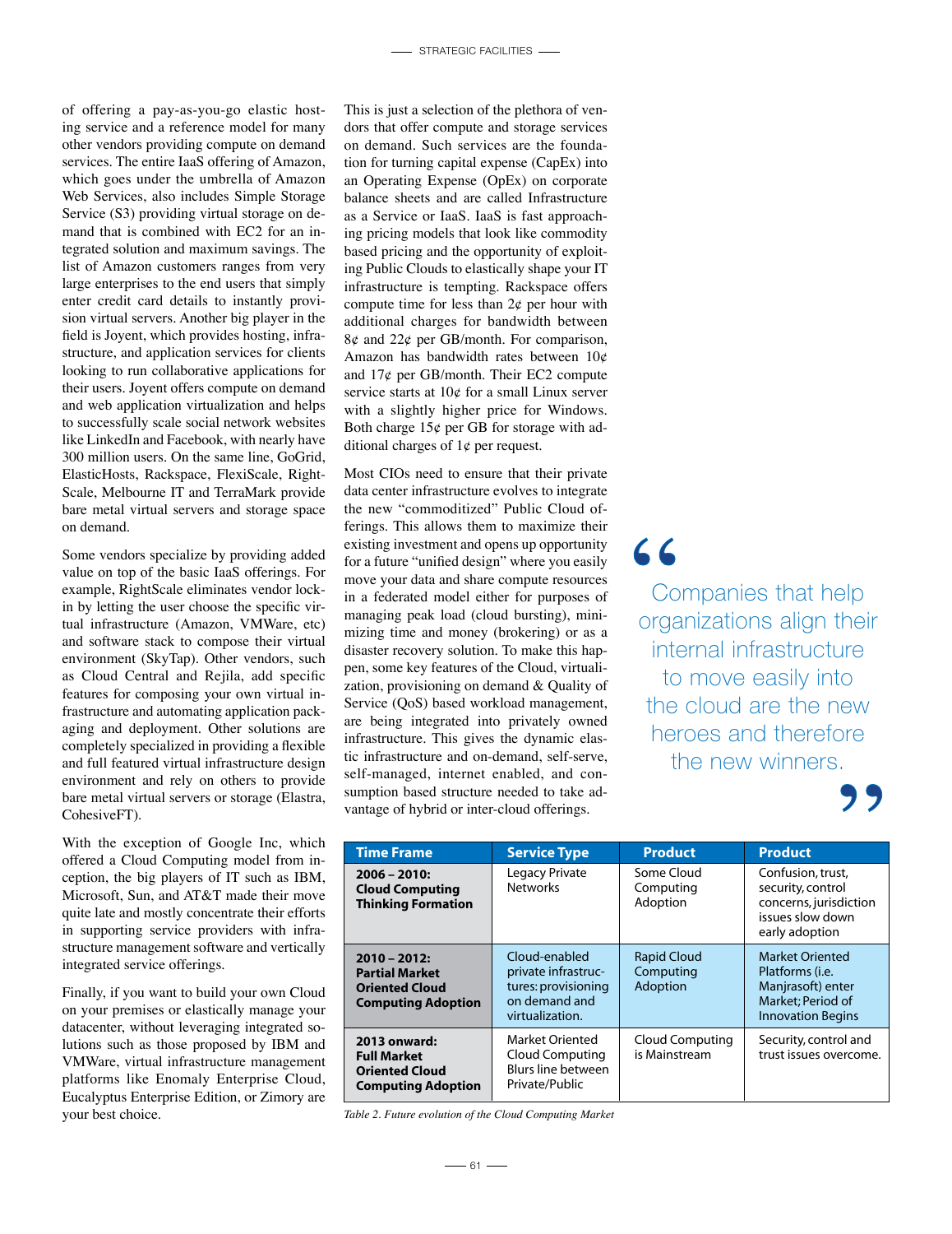of offering a pay-as-you-go elastic hosting service and a reference model for many other vendors providing compute on demand services. The entire IaaS offering of Amazon, which goes under the umbrella of Amazon Web Services, also includes Simple Storage Service (S3) providing virtual storage on demand that is combined with EC2 for an integrated solution and maximum savings. The list of Amazon customers ranges from very large enterprises to the end users that simply enter credit card details to instantly provision virtual servers. Another big player in the field is Joyent, which provides hosting, infrastructure, and application services for clients looking to run collaborative applications for their users. Joyent offers compute on demand and web application virtualization and helps to successfully scale social network websites like LinkedIn and Facebook, with nearly have 300 million users. On the same line, GoGrid, ElasticHosts, Rackspace, FlexiScale, RightScale, Melbourne IT and TerraMark provide bare metal virtual servers and storage space on demand.

Some vendors specialize by providing added value on top of the basic IaaS offerings. For example, RightScale eliminates vendor lock-in by letting the user choose the specific virtual infrastructure (Amazon, VMWare, etc) and software stack to compose their virtual environment (SkyTap). Other vendors, such as Cloud Central and Rejila, add specific features for composing your own virtual infrastructure and automating application packaging and deployment. Other solutions are completely specialized in providing a flexible and full featured virtual infrastructure design environment and rely on others to provide bare metal virtual servers or storage (Elastra, CohesiveFT).

With the exception of Google Inc, which offered a Cloud Computing model from inception, the big players of IT such as IBM, Microsoft, Sun, and AT&T made their move quite late and mostly concentrate their efforts in supporting service providers with infrastructure management software and vertically integrated service offerings.

Finally, if you want to build your own Cloud on your premises or elastically manage your datacenter, without leveraging integrated solutions such as those proposed by IBM and VMWare, virtual infrastructure management platforms like Enomaly Enterprise Cloud, Eucalyptus Enterprise Edition, or Zimory are your best choice.

This is just a selection of the plethora of vendors that offer compute and storage services on demand. Such services are the foundation for turning capital expense (CapEx) into an Operating Expense (OpEx) on corporate balance sheets and are called Infrastructure as a Service or IaaS. IaaS is fast approaching pricing models that look like commodity based pricing and the opportunity of exploiting Public Clouds to elastically shape your IT infrastructure is tempting. Rackspace offers compute time for less than 2¢ per hour with additional charges for bandwidth between 8¢ and 22¢ per GB/month. For comparison, Amazon has bandwidth rates between 10¢ and 17¢ per GB/month. Their EC2 compute service starts at 10¢ for a small Linux server with a slightly higher price for Windows. Both charge 15¢ per GB for storage with additional charges of 1¢ per request.

Most CIOs need to ensure that their private data center infrastructure evolves to integrate the new "commoditized" Public Cloud offerings. This allows them to maximize their existing investment and opens up opportunity for a future "unified design" where you easily move your data and share compute resources in a federated model either for purposes of managing peak load (cloud bursting), minimizing time and money (brokering) or as a disaster recovery solution. To make this happen, some key features of the Cloud, virtualization, provisioning on demand & Quality of Service (QoS) based workload management, are being integrated into privately owned infrastructure. This gives the dynamic elastic infrastructure and on-demand, self-serve, self-managed, internet enabled, and consumption based structure needed to take advantage of hybrid or inter-cloud offerings.

> "Companies that help organizations align their internal infrastructure to move easily into the cloud are the new heroes and therefore the new winners."

| Time Frame | Service Type | Product | Product |
|---|---|---|---|
| **2006 – 2010: Cloud Computing Thinking Formation** | Legacy Private Networks | Some Cloud Computing Adoption | Confusion, trust, security, control concerns, jurisdiction issues slow down early adoption |
| **2010 – 2012: Partial Market Oriented Cloud Computing Adoption** | Cloud-enabled private infrastructures: provisioning on demand and virtualization. | Rapid Cloud Computing Adoption | Market Oriented Platforms (i.e. Manjrasoft) enter Market; Period of Innovation Begins |
| **2013 onward: Full Market Oriented Cloud Computing Adoption** | Market Oriented Cloud Computing Blurs line between Private/Public | Cloud Computing is Mainstream | Security, control and trust issues overcome. |

*Table 2. Future evolution of the Cloud Computing Market*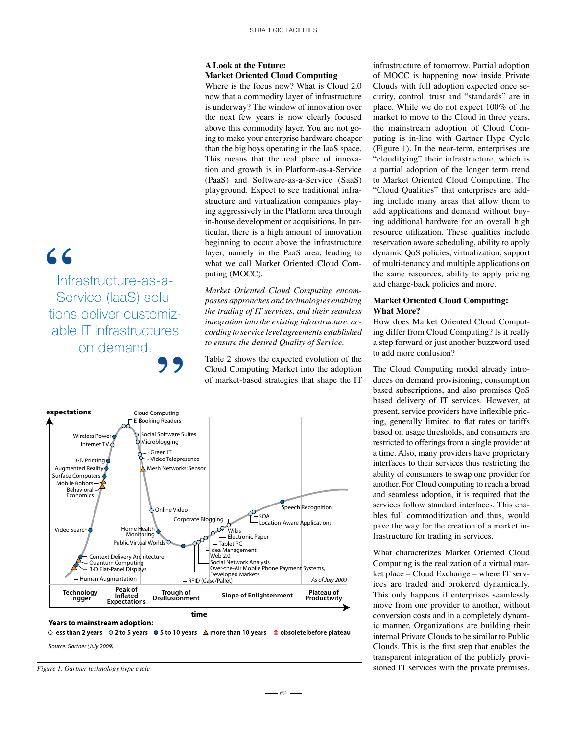> Infrastructure-as-a-Service (IaaS) solutions deliver customizable IT infrastructures on demand.

## A Look at the Future: Market Oriented Cloud Computing

Where is the focus now? What is Cloud 2.0 now that a commodity layer of infrastructure is underway? The window of innovation over the next few years is now clearly focused above this commodity layer. You are not going to make your enterprise hardware cheaper than the big boys operating in the IaaS space. This means that the real place of innovation and growth is in Platform-as-a-Service (PaaS) and Software-as-a-Service (SaaS) playground. Expect to see traditional infrastructure and virtualization companies playing aggressively in the Platform area through in-house development or acquisitions. In particular, there is a high amount of innovation beginning to occur above the infrastructure layer, namely in the PaaS area, leading to what we call Market Oriented Cloud Computing (MOCC).

*Market Oriented Cloud Computing encompasses approaches and technologies enabling the trading of IT services, and their seamless integration into the existing infrastructure, according to service level agreements established to ensure the desired Quality of Service.*

Table 2 shows the expected evolution of the Cloud Computing Market into the adoption of market-based strategies that shape the IT infrastructure of tomorrow. Partial adoption of MOCC is happening now inside Private Clouds with full adoption expected once security, control, trust and "standards" are in place. While we do not expect 100% of the market to move to the Cloud in three years, the mainstream adoption of Cloud Computing is in-line with Gartner Hype Cycle (Figure 1). In the near-term, enterprises are "cloudifying" their infrastructure, which is a partial adoption of the longer term trend to Market Oriented Cloud Computing. The "Cloud Qualities" that enterprises are adding include many areas that allow them to add applications and demand without buying additional hardware for an overall high resource utilization. These qualities include reservation aware scheduling, ability to apply dynamic QoS policies, virtualization, support of multi-tenancy and multiple applications on the same resources, ability to apply pricing and charge-back policies and more.

## Market Oriented Cloud Computing: What More?

How does Market Oriented Cloud Computing differ from Cloud Computing? Is it really a step forward or just another buzzword used to add more confusion?

The Cloud Computing model already introduces on demand provisioning, consumption based subscriptions, and also promises QoS based delivery of IT services. However, at present, service providers have inflexible pricing, generally limited to flat rates or tariffs based on usage thresholds, and consumers are restricted to offerings from a single provider at a time. Also, many providers have proprietary interfaces to their services thus restricting the ability of consumers to swap one provider for another. For Cloud computing to reach a broad and seamless adoption, it is required that the services follow standard interfaces. This enables full commoditization and thus, would pave the way for the creation of a market infrastructure for trading in services.

What characterizes Market Oriented Cloud Computing is the realization of a virtual market place – Cloud Exchange – where IT services are traded and brokered dynamically. This only happens if enterprises seamlessly move from one provider to another, without conversion costs and in a completely dynamic manner. Organizations are building their internal Private Clouds to be similar to Public Clouds. This is the first step that enables the transparent integration of the publicly provisioned IT services with the private premises.

*Figure 1. Gartner technology hype cycle*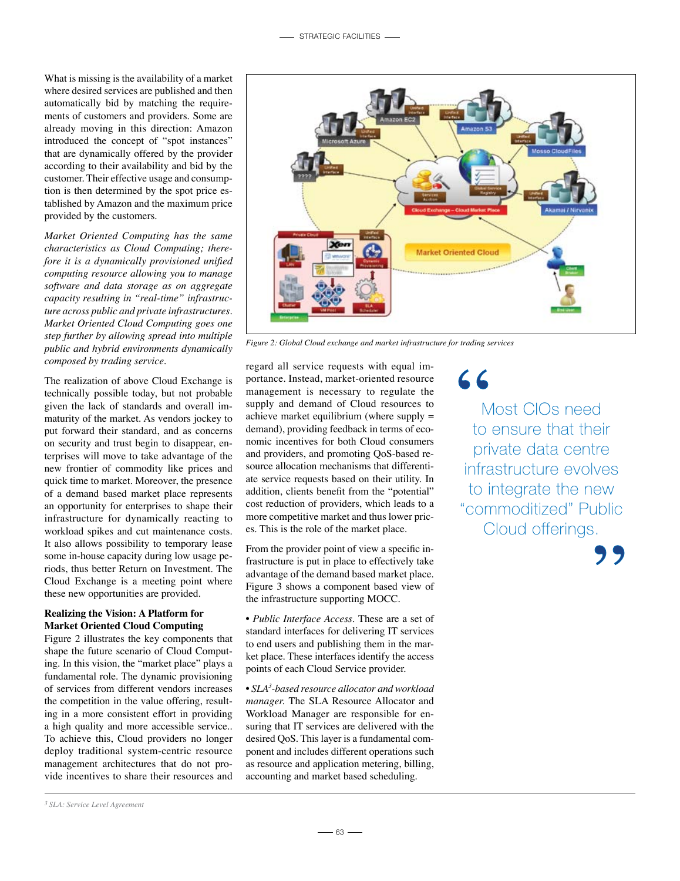What is missing is the availability of a market where desired services are published and then automatically bid by matching the requirements of customers and providers. Some are already moving in this direction: Amazon introduced the concept of "spot instances" that are dynamically offered by the provider according to their availability and bid by the customer. Their effective usage and consumption is then determined by the spot price established by Amazon and the maximum price provided by the customers.

*Market Oriented Computing has the same characteristics as Cloud Computing; therefore it is a dynamically provisioned unified computing resource allowing you to manage software and data storage as on aggregate capacity resulting in "real-time" infrastructure across public and private infrastructures. Market Oriented Cloud Computing goes one step further by allowing spread into multiple public and hybrid environments dynamically composed by trading service.*

The realization of above Cloud Exchange is technically possible today, but not probable given the lack of standards and overall immaturity of the market. As vendors jockey to put forward their standard, and as concerns on security and trust begin to disappear, enterprises will move to take advantage of the new frontier of commodity like prices and quick time to market. Moreover, the presence of a demand based market place represents an opportunity for enterprises to shape their infrastructure for dynamically reacting to workload spikes and cut maintenance costs. It also allows possibility to temporary lease some in-house capacity during low usage periods, thus better Return on Investment. The Cloud Exchange is a meeting point where these new opportunities are provided.

**Realizing the Vision: A Platform for Market Oriented Cloud Computing**

Figure 2 illustrates the key components that shape the future scenario of Cloud Computing. In this vision, the "market place" plays a fundamental role. The dynamic provisioning of services from different vendors increases the competition in the value offering, resulting in a more consistent effort in providing a high quality and more accessible service.. To achieve this, Cloud providers no longer deploy traditional system-centric resource management architectures that do not provide incentives to share their resources and regard all service requests with equal importance. Instead, market-oriented resource management is necessary to regulate the supply and demand of Cloud resources to achieve market equilibrium (where supply = demand), providing feedback in terms of economic incentives for both Cloud consumers and providers, and promoting QoS-based resource allocation mechanisms that differentiate service requests based on their utility. In addition, clients benefit from the "potential" cost reduction of providers, which leads to a more competitive market and thus lower prices. This is the role of the market place.

*Figure 2: Global Cloud exchange and market infrastructure for trading services*

From the provider point of view a specific infrastructure is put in place to effectively take advantage of the demand based market place. Figure 3 shows a component based view of the infrastructure supporting MOCC.

- *Public Interface Access.* These are a set of standard interfaces for delivering IT services to end users and publishing them in the market place. These interfaces identify the access points of each Cloud Service provider.

- *SLA[3]-based resource allocator and workload manager.* The SLA Resource Allocator and Workload Manager are responsible for ensuring that IT services are delivered with the desired QoS. This layer is a fundamental component and includes different operations such as resource and application metering, billing, accounting and market based scheduling.

> "Most CIOs need to ensure that their private data centre infrastructure evolves to integrate the new "commoditized" Public Cloud offerings."

[3] SLA: Service Level Agreement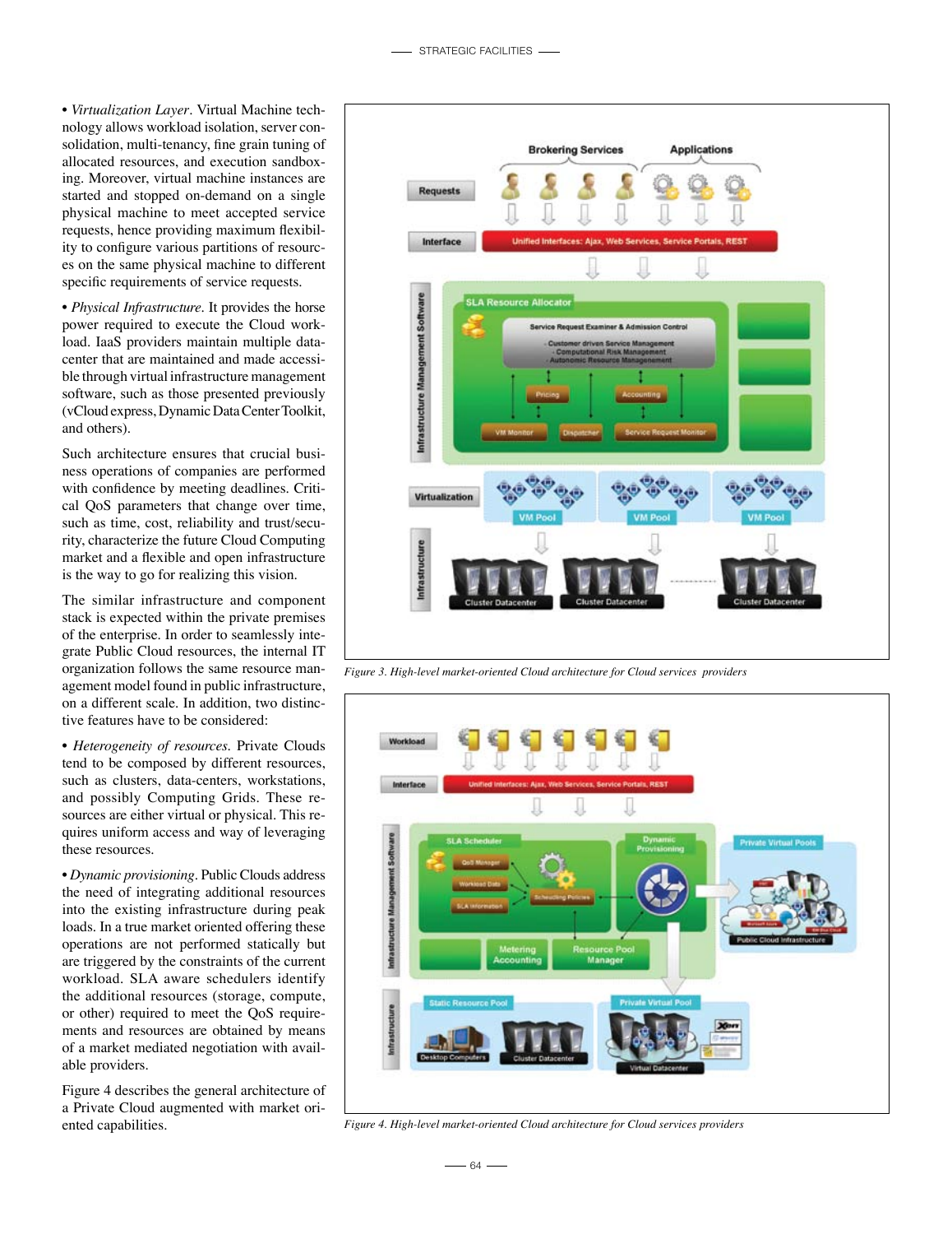• *Virtualization Layer*. Virtual Machine technology allows workload isolation, server consolidation, multi-tenancy, fine grain tuning of allocated resources, and execution sandboxing. Moreover, virtual machine instances are started and stopped on-demand on a single physical machine to meet accepted service requests, hence providing maximum flexibility to configure various partitions of resources on the same physical machine to different specific requirements of service requests.

• *Physical Infrastructure*. It provides the horse power required to execute the Cloud workload. IaaS providers maintain multiple datacenter that are maintained and made accessible through virtual infrastructure management software, such as those presented previously (vCloud express, Dynamic Data Center Toolkit, and others).

Such architecture ensures that crucial business operations of companies are performed with confidence by meeting deadlines. Critical QoS parameters that change over time, such as time, cost, reliability and trust/security, characterize the future Cloud Computing market and a flexible and open infrastructure is the way to go for realizing this vision.

The similar infrastructure and component stack is expected within the private premises of the enterprise. In order to seamlessly integrate Public Cloud resources, the internal IT organization follows the same resource management model found in public infrastructure, on a different scale. In addition, two distinctive features have to be considered:

• *Heterogeneity of resources*. Private Clouds tend to be composed by different resources, such as clusters, data-centers, workstations, and possibly Computing Grids. These resources are either virtual or physical. This requires uniform access and way of leveraging these resources.

• *Dynamic provisioning*. Public Clouds address the need of integrating additional resources into the existing infrastructure during peak loads. In a true market oriented offering these operations are not performed statically but are triggered by the constraints of the current workload. SLA aware schedulers identify the additional resources (storage, compute, or other) required to meet the QoS requirements and resources are obtained by means of a market mediated negotiation with available providers.

Figure 4 describes the general architecture of a Private Cloud augmented with market oriented capabilities.

*Figure 3. High-level market-oriented Cloud architecture for Cloud services providers*

*Figure 4. High-level market-oriented Cloud architecture for Cloud services providers*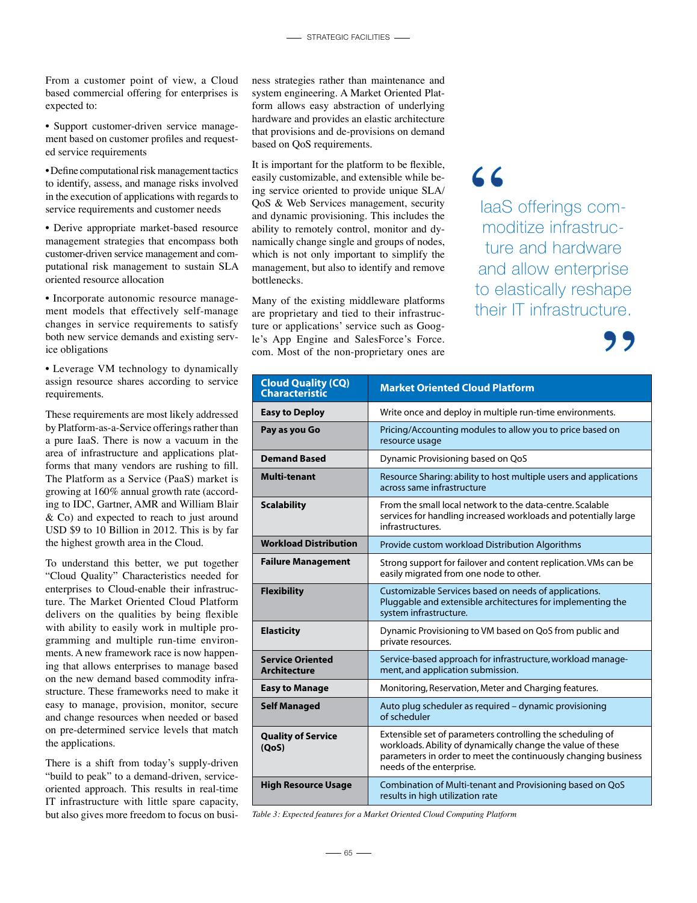From a customer point of view, a Cloud based commercial offering for enterprises is expected to:

- Support customer-driven service management based on customer profiles and requested service requirements
- Define computational risk management tactics to identify, assess, and manage risks involved in the execution of applications with regards to service requirements and customer needs
- Derive appropriate market-based resource management strategies that encompass both customer-driven service management and computational risk management to sustain SLA oriented resource allocation
- Incorporate autonomic resource management models that effectively self-manage changes in service requirements to satisfy both new service demands and existing service obligations
- Leverage VM technology to dynamically assign resource shares according to service requirements.

These requirements are most likely addressed by Platform-as-a-Service offerings rather than a pure IaaS. There is now a vacuum in the area of infrastructure and applications platforms that many vendors are rushing to fill. The Platform as a Service (PaaS) market is growing at 160% annual growth rate (according to IDC, Gartner, AMR and William Blair & Co) and expected to reach to just around USD $9 to 10 Billion in 2012. This is by far the highest growth area in the Cloud.

To understand this better, we put together "Cloud Quality" Characteristics needed for enterprises to Cloud-enable their infrastructure. The Market Oriented Cloud Platform delivers on the qualities by being flexible with ability to easily work in multiple programming and multiple run-time environments. A new framework race is now happening that allows enterprises to manage based on the new demand based commodity infrastructure. These frameworks need to make it easy to manage, provision, monitor, secure and change resources when needed or based on pre-determined service levels that match the applications.

There is a shift from today's supply-driven "build to peak" to a demand-driven, service-oriented approach. This results in real-time IT infrastructure with little spare capacity, but also gives more freedom to focus on business strategies rather than maintenance and system engineering. A Market Oriented Platform allows easy abstraction of underlying hardware and provides an elastic architecture that provisions and de-provisions on demand based on QoS requirements.

It is important for the platform to be flexible, easily customizable, and extensible while being service oriented to provide unique SLA/ QoS & Web Services management, security and dynamic provisioning. This includes the ability to remotely control, monitor and dynamically change single and groups of nodes, which is not only important to simplify the management, but also to identify and remove bottlenecks.

Many of the existing middleware platforms are proprietary and tied to their infrastructure or applications' service such as Google's App Engine and SalesForce's Force.com. Most of the non-proprietary ones are

> IaaS offerings commoditize infrastructure and hardware and allow enterprise to elastically reshape their IT infrastructure.

| Cloud Quality (CQ) Characteristic | Market Oriented Cloud Platform |
|---|---|
| **Easy to Deploy** | Write once and deploy in multiple run-time environments. |
| **Pay as you Go** | Pricing/Accounting modules to allow you to price based on resource usage |
| **Demand Based** | Dynamic Provisioning based on QoS |
| **Multi-tenant** | Resource Sharing: ability to host multiple users and applications across same infrastructure |
| **Scalability** | From the small local network to the data-centre. Scalable services for handling increased workloads and potentially large infrastructures. |
| **Workload Distribution** | Provide custom workload Distribution Algorithms |
| **Failure Management** | Strong support for failover and content replication. VMs can be easily migrated from one node to other. |
| **Flexibility** | Customizable Services based on needs of applications. Pluggable and extensible architectures for implementing the system infrastructure. |
| **Elasticity** | Dynamic Provisioning to VM based on QoS from public and private resources. |
| **Service Oriented Architecture** | Service-based approach for infrastructure, workload management, and application submission. |
| **Easy to Manage** | Monitoring, Reservation, Meter and Charging features. |
| **Self Managed** | Auto plug scheduler as required – dynamic provisioning of scheduler |
| **Quality of Service (QoS)** | Extensible set of parameters controlling the scheduling of workloads. Ability of dynamically change the value of these parameters in order to meet the continuously changing business needs of the enterprise. |
| **High Resource Usage** | Combination of Multi-tenant and Provisioning based on QoS results in high utilization rate |

*Table 3: Expected features for a Market Oriented Cloud Computing Platform*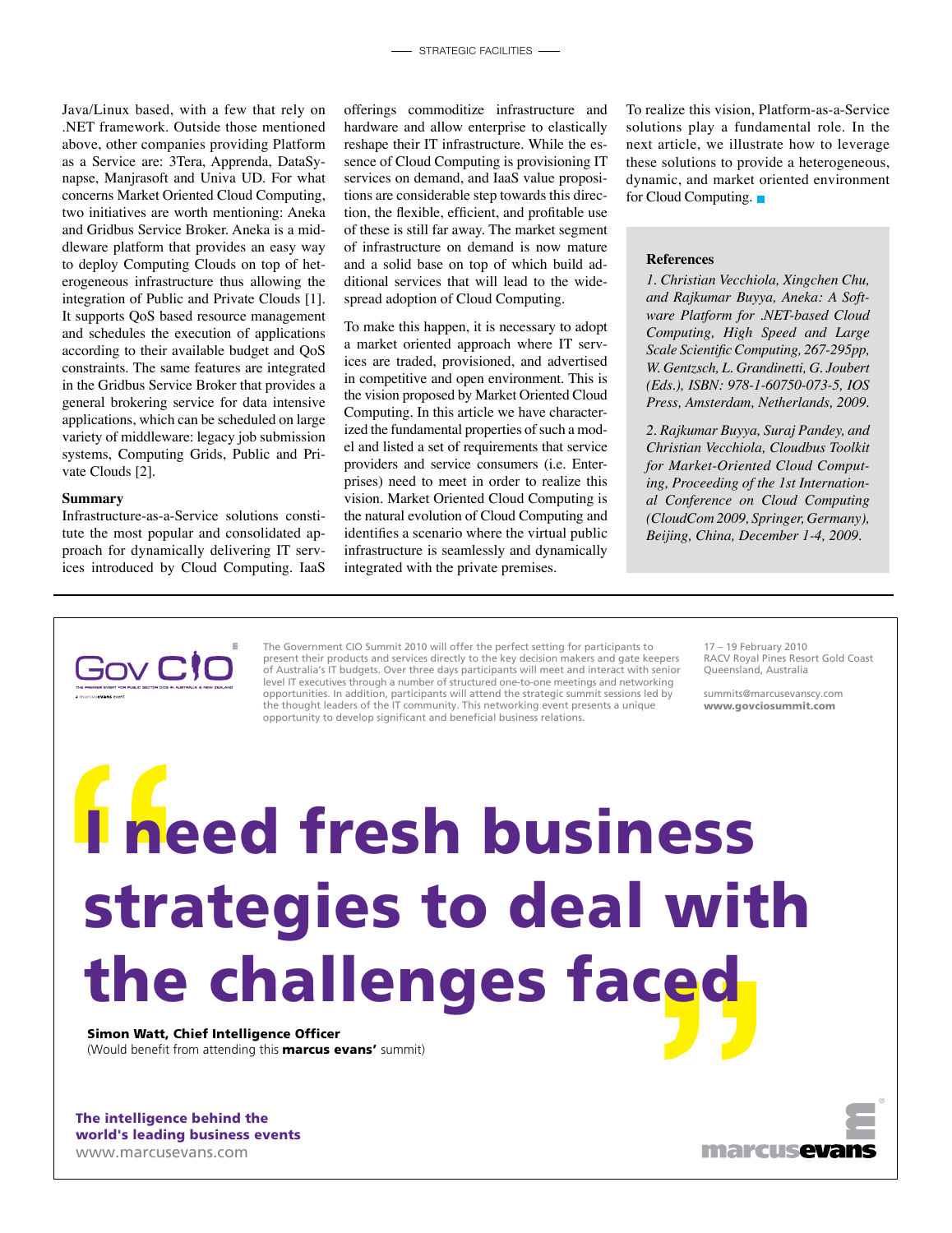Java/Linux based, with a few that rely on .NET framework. Outside those mentioned above, other companies providing Platform as a Service are: 3Tera, Apprenda, DataSynapse, Manjrasoft and Univa UD. For what concerns Market Oriented Cloud Computing, two initiatives are worth mentioning: Aneka and Gridbus Service Broker. Aneka is a middleware platform that provides an easy way to deploy Computing Clouds on top of heterogeneous infrastructure thus allowing the integration of Public and Private Clouds [1]. It supports QoS based resource management and schedules the execution of applications according to their available budget and QoS constraints. The same features are integrated in the Gridbus Service Broker that provides a general brokering service for data intensive applications, which can be scheduled on large variety of middleware: legacy job submission systems, Computing Grids, Public and Private Clouds [2].

**Summary**

Infrastructure-as-a-Service solutions constitute the most popular and consolidated approach for dynamically delivering IT services introduced by Cloud Computing. IaaS offerings commoditize infrastructure and hardware and allow enterprise to elastically reshape their IT infrastructure. While the essence of Cloud Computing is provisioning IT services on demand, and IaaS value propositions are considerable step towards this direction, the flexible, efficient, and profitable use of these is still far away. The market segment of infrastructure on demand is now mature and a solid base on top of which build additional services that will lead to the widespread adoption of Cloud Computing.

To make this happen, it is necessary to adopt a market oriented approach where IT services are traded, provisioned, and advertised in competitive and open environment. This is the vision proposed by Market Oriented Cloud Computing. In this article we have characterized the fundamental properties of such a model and listed a set of requirements that service providers and service consumers (i.e. Enterprises) need to meet in order to realize this vision. Market Oriented Cloud Computing is the natural evolution of Cloud Computing and identifies a scenario where the virtual public infrastructure is seamlessly and dynamically integrated with the private premises.

To realize this vision, Platform-as-a-Service solutions play a fundamental role. In the next article, we illustrate how to leverage these solutions to provide a heterogeneous, dynamic, and market oriented environment for Cloud Computing.

**References**

*1. Christian Vecchiola, Xingchen Chu, and Rajkumar Buyya, Aneka: A Software Platform for .NET-based Cloud Computing, High Speed and Large Scale Scientific Computing, 267-295pp, W. Gentzsch, L. Grandinetti, G. Joubert (Eds.), ISBN: 978-1-60750-073-5, IOS Press, Amsterdam, Netherlands, 2009.*

*2. Rajkumar Buyya, Suraj Pandey, and Christian Vecchiola, Cloudbus Toolkit for Market-Oriented Cloud Computing, Proceeding of the 1st International Conference on Cloud Computing (CloudCom 2009, Springer, Germany), Beijing, China, December 1-4, 2009.*

---

Gov CIO
THE PREMIER EVENT FOR PUBLIC SECTOR CIOS IN AUSTRALIA & NEW ZEALAND
a marcusevans event

The Government CIO Summit 2010 will offer the perfect setting for participants to present their products and services directly to the key decision makers and gate keepers of Australia's IT budgets. Over three days participants will meet and interact with senior level IT executives through a number of structured one-to-one meetings and networking opportunities. In addition, participants will attend the strategic summit sessions led by the thought leaders of the IT community. This networking event presents a unique opportunity to develop significant and beneficial business relations.

17 – 19 February 2010
RACV Royal Pines Resort Gold Coast
Queensland, Australia

summits@marcusevanscy.com
**www.govciosummit.com**

# "I need fresh business strategies to deal with the challenges faced"

**Simon Watt, Chief Intelligence Officer**
(Would benefit from attending this **marcus evans'** summit)

**The intelligence behind the world's leading business events**
www.marcusevans.com

marcusevans